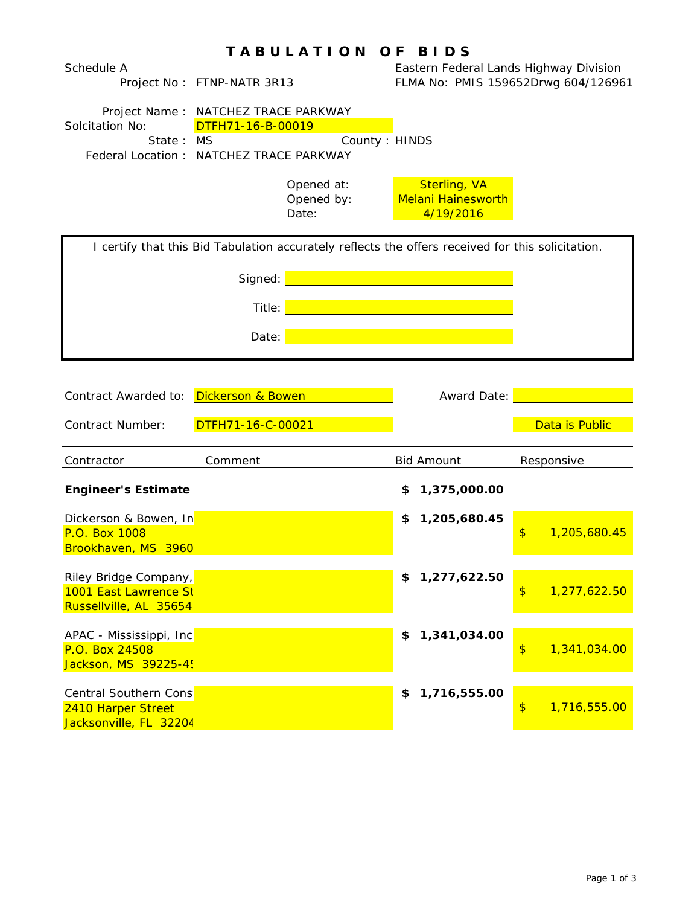# TABULATION OF BIDS

Schedule A
Project No : FTNP-NATR 3R13

Eastern Federal Lands Highway Division
FLMA No: PMIS 159652Drwg 604/126961

Project Name : NATCHEZ TRACE PARKWAY
Solcitation No: DTFH71-16-B-00019
State : MS County : HINDS
Federal Location : NATCHEZ TRACE PARKWAY

Opened at: Sterling, VA
Opened by: Melani Hainesworth
Date: 4/19/2016

I certify that this Bid Tabulation accurately reflects the offers received for this solicitation.

Signed: ______________________

Title: ______________________

Date: ______________________

Contract Awarded to: Dickerson & Bowen
Award Date: ______________________

Contract Number: DTFH71-16-C-00021
Data is Public

| Contractor | Comment | Bid Amount | Responsive |
|---|---|---|---|
| **Engineer's Estimate** | | **$ 1,375,000.00** | |
| Dickerson & Bowen, In<br>P.O. Box 1008<br>Brookhaven, MS 3960 | | **$ 1,205,680.45** | $ 1,205,680.45 |
| Riley Bridge Company,<br>1001 East Lawrence St<br>Russellville, AL 35654 | | **$ 1,277,622.50** | $ 1,277,622.50 |
| APAC - Mississippi, Inc<br>P.O. Box 24508<br>Jackson, MS 39225-4! | | **$ 1,341,034.00** | $ 1,341,034.00 |
| Central Southern Cons<br>2410 Harper Street<br>Jacksonville, FL 32204 | | **$ 1,716,555.00** | $ 1,716,555.00 |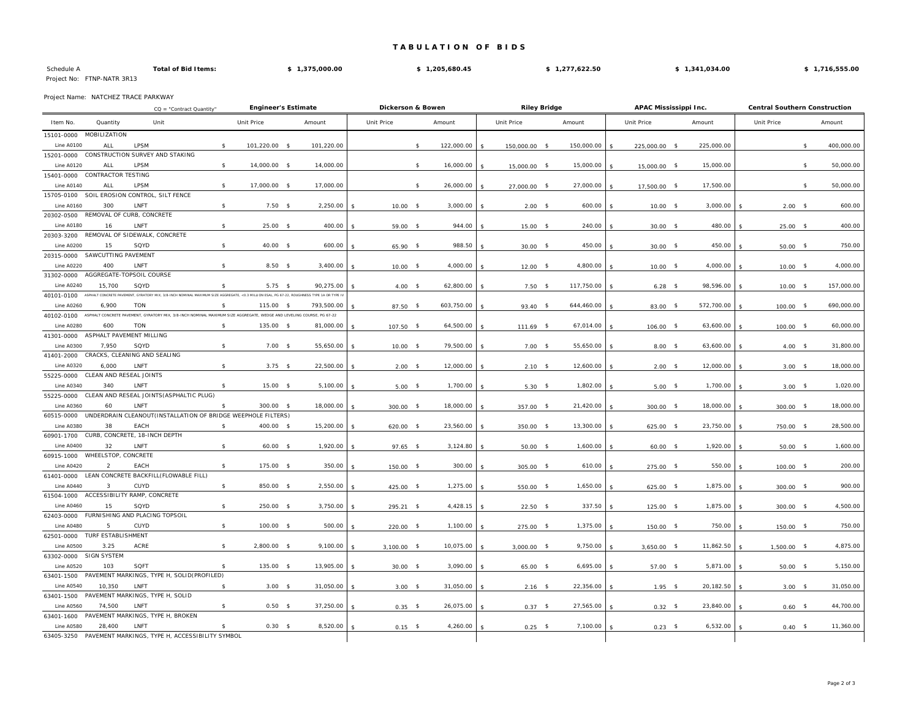# TABULATION OF BIDS

Schedule A — **Total of Bid Items:** — $ 1,375,000.00 — $ 1,205,680.45 — $ 1,277,622.50 — $ 1,341,034.00 — $ 1,716,555.00

Project No: FTNP-NATR 3R13

Project Name: NATCHEZ TRACE PARKWAY

CQ = "Contract Quantity"

| Item No. | Quantity | Unit | Engineer's Estimate Unit Price | Engineer's Estimate Amount | Dickerson & Bowen Unit Price | Dickerson & Bowen Amount | Riley Bridge Unit Price | Riley Bridge Amount | APAC Mississippi Inc. Unit Price | APAC Mississippi Inc. Amount | Central Southern Construction Unit Price | Central Southern Construction Amount |
|---|---|---|---|---|---|---|---|---|---|---|---|---|
| 15101-0000 MOBILIZATION | | | | | | | | | | | | |
| Line A0100 | ALL | LPSM | $ 101,220.00 | $ 101,220.00 | | $ 122,000.00 | $ 150,000.00 | $ 150,000.00 | $ 225,000.00 | $ 225,000.00 | | $ 400,000.00 |
| 15201-0000 CONSTRUCTION SURVEY AND STAKING | | | | | | | | | | | | |
| Line A0120 | ALL | LPSM | $ 14,000.00 | $ 14,000.00 | | $ 16,000.00 | $ 15,000.00 | $ 15,000.00 | $ 15,000.00 | $ 15,000.00 | | $ 50,000.00 |
| 15401-0000 CONTRACTOR TESTING | | | | | | | | | | | | |
| Line A0140 | ALL | LPSM | $ 17,000.00 | $ 17,000.00 | | $ 26,000.00 | $ 27,000.00 | $ 27,000.00 | $ 17,500.00 | $ 17,500.00 | | $ 50,000.00 |
| 15705-0100 SOIL EROSION CONTROL, SILT FENCE | | | | | | | | | | | | |
| Line A0160 | 300 | LNFT | $ 7.50 | $ 2,250.00 | $ 10.00 | $ 3,000.00 | $ 2.00 | $ 600.00 | $ 10.00 | $ 3,000.00 | $ 2.00 | $ 600.00 |
| 20302-0500 REMOVAL OF CURB, CONCRETE | | | | | | | | | | | | |
| Line A0180 | 16 | LNFT | $ 25.00 | $ 400.00 | $ 59.00 | $ 944.00 | $ 15.00 | $ 240.00 | $ 30.00 | $ 480.00 | $ 25.00 | $ 400.00 |
| 20303-3200 REMOVAL OF SIDEWALK, CONCRETE | | | | | | | | | | | | |
| Line A0200 | 15 | SQYD | $ 40.00 | $ 600.00 | $ 65.90 | $ 988.50 | $ 30.00 | $ 450.00 | $ 30.00 | $ 450.00 | $ 50.00 | $ 750.00 |
| 20315-0000 SAWCUTTING PAVEMENT | | | | | | | | | | | | |
| Line A0220 | 400 | LNFT | $ 8.50 | $ 3,400.00 | $ 10.00 | $ 4,000.00 | $ 12.00 | $ 4,800.00 | $ 10.00 | $ 4,000.00 | $ 10.00 | $ 4,000.00 |
| 31302-0000 AGGREGATE-TOPSOIL COURSE | | | | | | | | | | | | |
| Line A0240 | 15,700 | SQYD | $ 5.75 | $ 90,275.00 | $ 4.00 | $ 62,800.00 | $ 7.50 | $ 117,750.00 | $ 6.28 | $ 98,596.00 | $ 10.00 | $ 157,000.00 |
| 40101-0100 ASPHALT CONCRETE PAVEMENT, GYRATORY MIX, 3/8-INCH NOMINAL MAXIMUM SIZE AGGREGATE, <0.3 MILLION ESAL, PG 67-22, ROUGHNESS TYPE 1A OR TYPE IV | | | | | | | | | | | | |
| Line A0260 | 6,900 | TON | $ 115.00 | $ 793,500.00 | $ 87.50 | $ 603,750.00 | $ 93.40 | $ 644,460.00 | $ 83.00 | $ 572,700.00 | $ 100.00 | $ 690,000.00 |
| 40102-0100 ASPHALT CONCRETE PAVEMENT, GYRATORY MIX, 3/8-INCH NOMINAL MAXIMUM SIZE AGGREGATE, WEDGE AND LEVELING COURSE, PG 67-22 | | | | | | | | | | | | |
| Line A0280 | 600 | TON | $ 135.00 | $ 81,000.00 | $ 107.50 | $ 64,500.00 | $ 111.69 | $ 67,014.00 | $ 106.00 | $ 63,600.00 | $ 100.00 | $ 60,000.00 |
| 41301-0000 ASPHALT PAVEMENT MILLING | | | | | | | | | | | | |
| Line A0300 | 7,950 | SQYD | $ 7.00 | $ 55,650.00 | $ 10.00 | $ 79,500.00 | $ 7.00 | $ 55,650.00 | $ 8.00 | $ 63,600.00 | $ 4.00 | $ 31,800.00 |
| 41401-2000 CRACKS, CLEANING AND SEALING | | | | | | | | | | | | |
| Line A0320 | 6,000 | LNFT | $ 3.75 | $ 22,500.00 | $ 2.00 | $ 12,000.00 | $ 2.10 | $ 12,600.00 | $ 2.00 | $ 12,000.00 | $ 3.00 | $ 18,000.00 |
| 55225-0000 CLEAN AND RESEAL JOINTS | | | | | | | | | | | | |
| Line A0340 | 340 | LNFT | $ 15.00 | $ 5,100.00 | $ 5.00 | $ 1,700.00 | $ 5.30 | $ 1,802.00 | $ 5.00 | $ 1,700.00 | $ 3.00 | $ 1,020.00 |
| 55225-0000 CLEAN AND RESEAL JOINTS(ASPHALTIC PLUG) | | | | | | | | | | | | |
| Line A0360 | 60 | LNFT | $ 300.00 | $ 18,000.00 | $ 300.00 | $ 18,000.00 | $ 357.00 | $ 21,420.00 | $ 300.00 | $ 18,000.00 | $ 300.00 | $ 18,000.00 |
| 60515-0000 UNDERDRAIN CLEANOUT(INSTALLATION OF BRIDGE WEEPHOLE FILTERS) | | | | | | | | | | | | |
| Line A0380 | 38 | EACH | $ 400.00 | $ 15,200.00 | $ 620.00 | $ 23,560.00 | $ 350.00 | $ 13,300.00 | $ 625.00 | $ 23,750.00 | $ 750.00 | $ 28,500.00 |
| 60901-1700 CURB, CONCRETE, 18-INCH DEPTH | | | | | | | | | | | | |
| Line A0400 | 32 | LNFT | $ 60.00 | $ 1,920.00 | $ 97.65 | $ 3,124.80 | $ 50.00 | $ 1,600.00 | $ 60.00 | $ 1,920.00 | $ 50.00 | $ 1,600.00 |
| 60915-1000 WHEELSTOP, CONCRETE | | | | | | | | | | | | |
| Line A0420 | 2 | EACH | $ 175.00 | $ 350.00 | $ 150.00 | $ 300.00 | $ 305.00 | $ 610.00 | $ 275.00 | $ 550.00 | $ 100.00 | $ 200.00 |
| 61401-0000 LEAN CONCRETE BACKFILL(FLOWABLE FILL) | | | | | | | | | | | | |
| Line A0440 | 3 | CUYD | $ 850.00 | $ 2,550.00 | $ 425.00 | $ 1,275.00 | $ 550.00 | $ 1,650.00 | $ 625.00 | $ 1,875.00 | $ 300.00 | $ 900.00 |
| 61504-1000 ACCESSIBILITY RAMP, CONCRETE | | | | | | | | | | | | |
| Line A0460 | 15 | SQYD | $ 250.00 | $ 3,750.00 | $ 295.21 | $ 4,428.15 | $ 22.50 | $ 337.50 | $ 125.00 | $ 1,875.00 | $ 300.00 | $ 4,500.00 |
| 62403-0000 FURNISHING AND PLACING TOPSOIL | | | | | | | | | | | | |
| Line A0480 | 5 | CUYD | $ 100.00 | $ 500.00 | $ 220.00 | $ 1,100.00 | $ 275.00 | $ 1,375.00 | $ 150.00 | $ 750.00 | $ 150.00 | $ 750.00 |
| 62501-0000 TURF ESTABLISHMENT | | | | | | | | | | | | |
| Line A0500 | 3.25 | ACRE | $ 2,800.00 | $ 9,100.00 | $ 3,100.00 | $ 10,075.00 | $ 3,000.00 | $ 9,750.00 | $ 3,650.00 | $ 11,862.50 | $ 1,500.00 | $ 4,875.00 |
| 63302-0000 SIGN SYSTEM | | | | | | | | | | | | |
| Line A0520 | 103 | SQFT | $ 135.00 | $ 13,905.00 | $ 30.00 | $ 3,090.00 | $ 65.00 | $ 6,695.00 | $ 57.00 | $ 5,871.00 | $ 50.00 | $ 5,150.00 |
| 63401-1500 PAVEMENT MARKINGS, TYPE H, SOLID(PROFILED) | | | | | | | | | | | | |
| Line A0540 | 10,350 | LNFT | $ 3.00 | $ 31,050.00 | $ 3.00 | $ 31,050.00 | $ 2.16 | $ 22,356.00 | $ 1.95 | $ 20,182.50 | $ 3.00 | $ 31,050.00 |
| 63401-1500 PAVEMENT MARKINGS, TYPE H, SOLID | | | | | | | | | | | | |
| Line A0560 | 74,500 | LNFT | $ 0.50 | $ 37,250.00 | $ 0.35 | $ 26,075.00 | $ 0.37 | $ 27,565.00 | $ 0.32 | $ 23,840.00 | $ 0.60 | $ 44,700.00 |
| 63401-1600 PAVEMENT MARKINGS, TYPE H, BROKEN | | | | | | | | | | | | |
| Line A0580 | 28,400 | LNFT | $ 0.30 | $ 8,520.00 | $ 0.15 | $ 4,260.00 | $ 0.25 | $ 7,100.00 | $ 0.23 | $ 6,532.00 | $ 0.40 | $ 11,360.00 |
| 63405-3250 PAVEMENT MARKINGS, TYPE H, ACCESSIBILITY SYMBOL | | | | | | | | | | | | |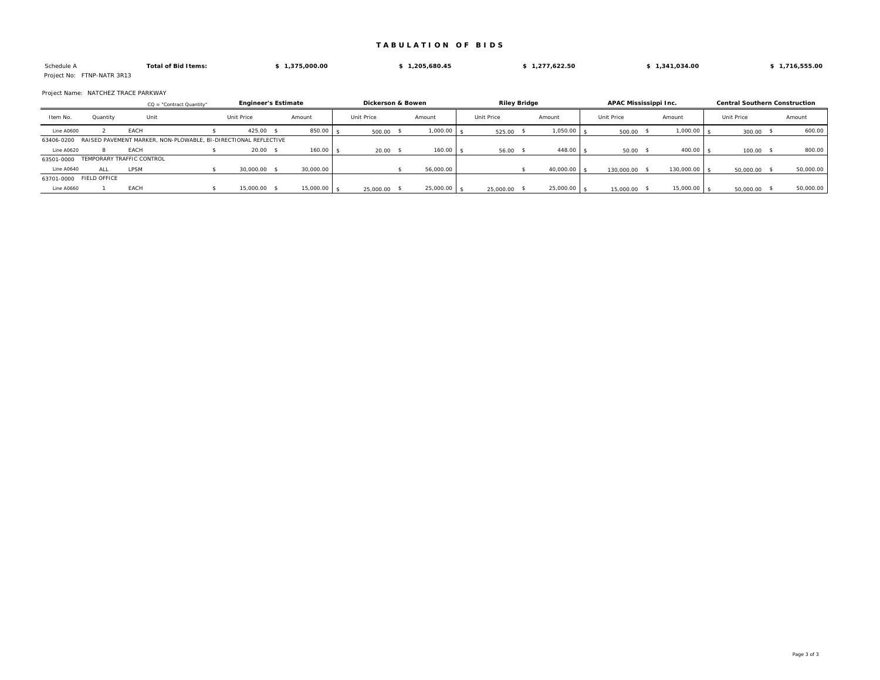# TABULATION OF BIDS

Schedule A | **Total of Bid Items:** | **$ 1,375,000.00** | **$ 1,205,680.45** | **$ 1,277,622.50** | **$ 1,341,034.00** | **$ 1,716,555.00**

Project No: FTNP-NATR 3R13

Project Name: NATCHEZ TRACE PARKWAY

| | | CQ = "Contract Quantity" | **Engineer's Estimate** | | **Dickerson & Bowen** | | **Riley Bridge** | | **APAC Mississippi Inc.** | | **Central Southern Construction** | |
|---|---|---|---|---|---|---|---|---|---|---|---|---|
| Item No. | Quantity | Unit | Unit Price | Amount | Unit Price | Amount | Unit Price | Amount | Unit Price | Amount | Unit Price | Amount |
| Line A0600 | 2 | EACH | $ 425.00 | $ 850.00 | $ 500.00 | $ 1,000.00 | $ 525.00 | $ 1,050.00 | $ 500.00 | $ 1,000.00 | $ 300.00 | $ 600.00 |
| 63406-0200 | RAISED PAVEMENT MARKER, NON-PLOWABLE, BI-DIRECTIONAL REFLECTIVE | | | | | | | | | | | |
| Line A0620 | 8 | EACH | $ 20.00 | $ 160.00 | $ 20.00 | $ 160.00 | $ 56.00 | $ 448.00 | $ 50.00 | $ 400.00 | $ 100.00 | $ 800.00 |
| 63501-0000 | TEMPORARY TRAFFIC CONTROL | | | | | | | | | | | |
| Line A0640 | ALL | LPSM | $ 30,000.00 | $ 30,000.00 | | $ 56,000.00 | | $ 40,000.00 | $ 130,000.00 | $ 130,000.00 | $ 50,000.00 | $ 50,000.00 |
| 63701-0000 | FIELD OFFICE | | | | | | | | | | | |
| Line A0660 | 1 | EACH | $ 15,000.00 | $ 15,000.00 | $ 25,000.00 | $ 25,000.00 | $ 25,000.00 | $ 25,000.00 | $ 15,000.00 | $ 15,000.00 | $ 50,000.00 | $ 50,000.00 |